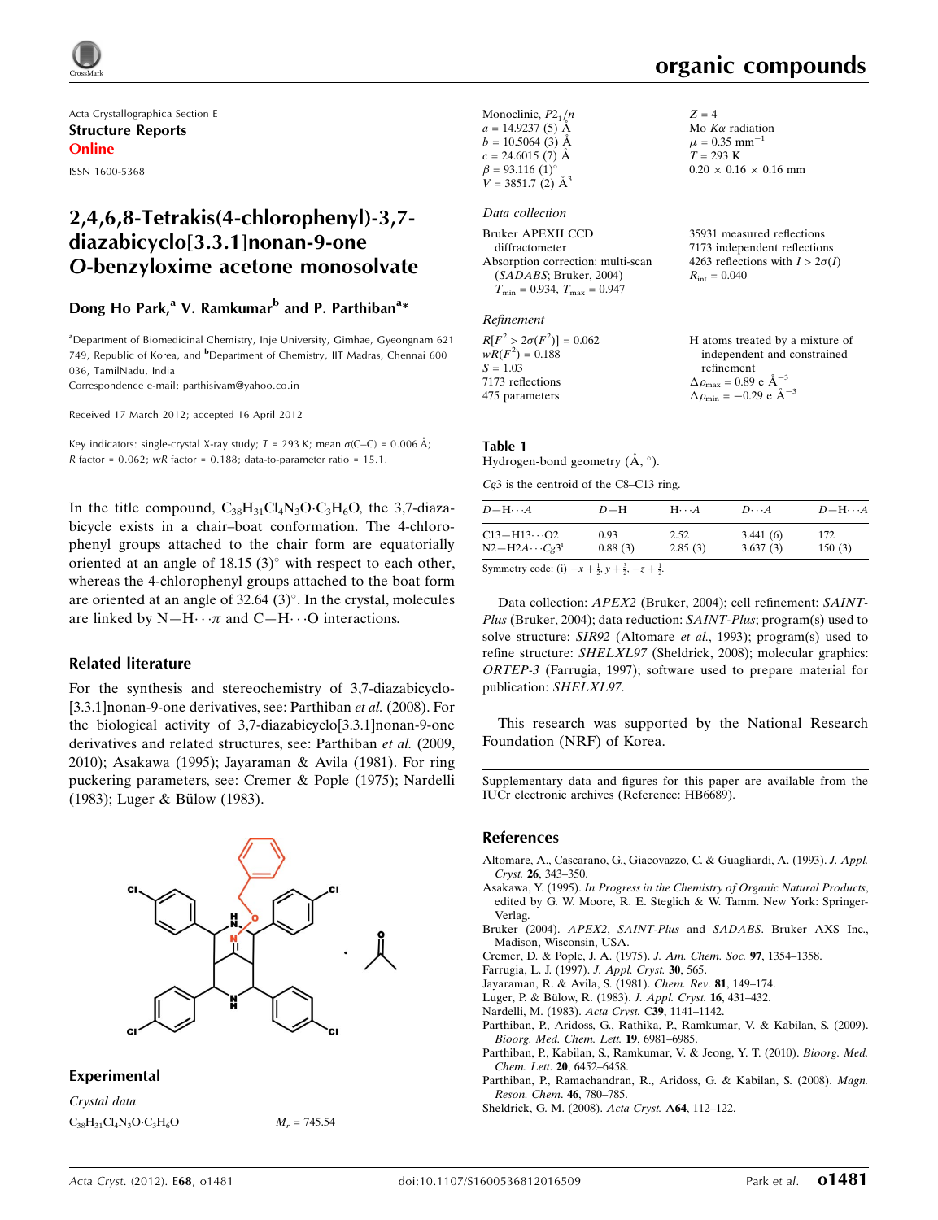Acta Crystallographica Section E

**Structure Reports Online**

ISSN 1600-5368

# 2,4,6,8-Tetrakis(4-chlorophenyl)-3,7-diazabicyclo[3.3.1]nonan-9-one *O*-benzyloxime acetone monosolvate

**Dong Ho Park,[a] V. Ramkumar[b] and P. Parthiban[a]***

[a]Department of Biomedicinal Chemistry, Inje University, Gimhae, Gyeongnam 621 749, Republic of Korea, and [b]Department of Chemistry, IIT Madras, Chennai 600 036, TamilNadu, India

Correspondence e-mail: parthisivam@yahoo.co.in

Received 17 March 2012; accepted 16 April 2012

Key indicators: single-crystal X-ray study; $T$ = 293 K; mean $\sigma$(C–C) = 0.006 Å; $R$ factor = 0.062; $wR$ factor = 0.188; data-to-parameter ratio = 15.1.

In the title compound, $C_{38}H_{31}Cl_4N_3O \cdot C_3H_6O$, the 3,7-diazabicycle exists in a chair–boat conformation. The 4-chlorophenyl groups attached to the chair form are equatorially oriented at an angle of 18.15 (3)° with respect to each other, whereas the 4-chlorophenyl groups attached to the boat form are oriented at an angle of 32.64 (3)°. In the crystal, molecules are linked by N—H⋯π and C—H⋯O interactions.

## Related literature

For the synthesis and stereochemistry of 3,7-diazabicyclo[3.3.1]nonan-9-one derivatives, see: Parthiban *et al.* (2008). For the biological activity of 3,7-diazabicyclo[3.3.1]nonan-9-one derivatives and related structures, see: Parthiban *et al.* (2009, 2010); Asakawa (1995); Jayaraman & Avila (1981). For ring puckering parameters, see: Cremer & Pople (1975); Nardelli (1983); Luger & Bülow (1983).

## Experimental

### Crystal data

$C_{38}H_{31}Cl_4N_3O \cdot C_3H_6O$
$M_r$ = 745.54
Monoclinic, $P2_1/n$
$a$ = 14.9237 (5) Å
$b$ = 10.5064 (3) Å
$c$ = 24.6015 (7) Å
$\beta$ = 93.116 (1)°
$V$ = 3851.7 (2) Å$^3$
$Z$ = 4
Mo $K\alpha$ radiation
$\mu$ = 0.35 mm$^{-1}$
$T$ = 293 K
0.20 × 0.16 × 0.16 mm

### Data collection

Bruker APEXII CCD diffractometer
Absorption correction: multi-scan (*SADABS*; Bruker, 2004)
$T_{min}$ = 0.934, $T_{max}$ = 0.947
35931 measured reflections
7173 independent reflections
4263 reflections with $I > 2\sigma(I)$
$R_{int}$ = 0.040

### Refinement

$R[F^2 > 2\sigma(F^2)]$ = 0.062
$wR(F^2)$ = 0.188
$S$ = 1.03
7173 reflections
475 parameters
H atoms treated by a mixture of independent and constrained refinement
$\Delta\rho_{max}$ = 0.89 e Å$^{-3}$
$\Delta\rho_{min}$ = −0.29 e Å$^{-3}$

**Table 1**
Hydrogen-bond geometry (Å, °).

*Cg*3 is the centroid of the C8–C13 ring.

| $D$—H⋯$A$ | $D$—H | H⋯$A$ | $D$⋯$A$ | $D$—H⋯$A$ |
|---|---|---|---|---|
| C13—H13⋯O2 | 0.93 | 2.52 | 3.441 (6) | 172 |
| N2—H2A⋯$Cg3^{i}$ | 0.88 (3) | 2.85 (3) | 3.637 (3) | 150 (3) |

Symmetry code: (i) $-x+\frac{1}{2}, y+\frac{3}{2}, -z+\frac{1}{2}$.

Data collection: *APEX2* (Bruker, 2004); cell refinement: *SAINT-Plus* (Bruker, 2004); data reduction: *SAINT-Plus*; program(s) used to solve structure: *SIR92* (Altomare *et al.*, 1993); program(s) used to refine structure: *SHELXL97* (Sheldrick, 2008); molecular graphics: *ORTEP-3* (Farrugia, 1997); software used to prepare material for publication: *SHELXL97*.

This research was supported by the National Research Foundation (NRF) of Korea.

Supplementary data and figures for this paper are available from the IUCr electronic archives (Reference: HB6689).

## References

Altomare, A., Cascarano, G., Giacovazzo, C. & Guagliardi, A. (1993). *J. Appl. Cryst.* **26**, 343–350.

Asakawa, Y. (1995). *In Progress in the Chemistry of Organic Natural Products*, edited by G. W. Moore, R. E. Steglich & W. Tamm. New York: Springer-Verlag.

Bruker (2004). *APEX2*, *SAINT-Plus* and *SADABS*. Bruker AXS Inc., Madison, Wisconsin, USA.

Cremer, D. & Pople, J. A. (1975). *J. Am. Chem. Soc.* **97**, 1354–1358.

Farrugia, L. J. (1997). *J. Appl. Cryst.* **30**, 565.

Jayaraman, R. & Avila, S. (1981). *Chem. Rev.* **81**, 149–174.

Luger, P. & Bülow, R. (1983). *J. Appl. Cryst.* **16**, 431–432.

Nardelli, M. (1983). *Acta Cryst.* C**39**, 1141–1142.

Parthiban, P., Aridoss, G., Rathika, P., Ramkumar, V. & Kabilan, S. (2009). *Bioorg. Med. Chem. Lett.* **19**, 6981–6985.

Parthiban, P., Kabilan, S., Ramkumar, V. & Jeong, Y. T. (2010). *Bioorg. Med. Chem. Lett.* **20**, 6452–6458.

Parthiban, P., Ramachandran, R., Aridoss, G. & Kabilan, S. (2008). *Magn. Reson. Chem.* **46**, 780–785.

Sheldrick, G. M. (2008). *Acta Cryst.* A**64**, 112–122.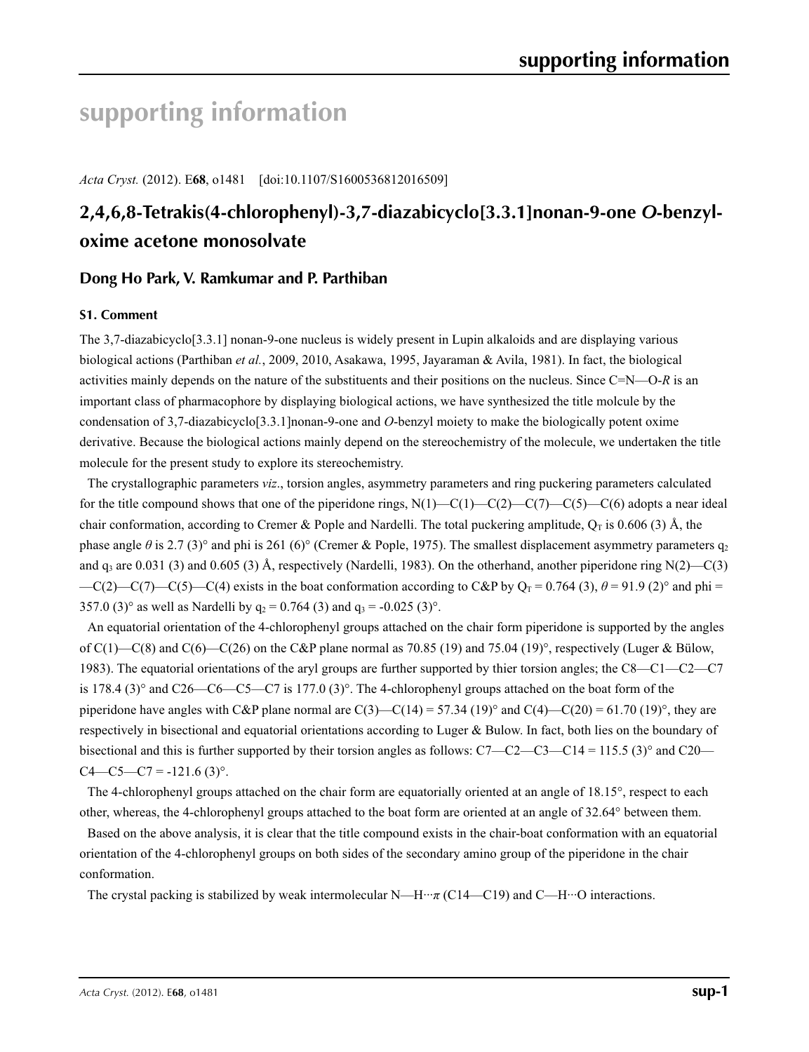# supporting information

*Acta Cryst.* (2012). E**68**, o1481 [doi:10.1107/S1600536812016509]

## 2,4,6,8-Tetrakis(4-chlorophenyl)-3,7-diazabicyclo[3.3.1]nonan-9-one *O*-benzyloxime acetone monosolvate

### Dong Ho Park, V. Ramkumar and P. Parthiban

#### S1. Comment

The 3,7-diazabicyclo[3.3.1] nonan-9-one nucleus is widely present in Lupin alkaloids and are displaying various biological actions (Parthiban *et al.*, 2009, 2010, Asakawa, 1995, Jayaraman & Avila, 1981). In fact, the biological activities mainly depends on the nature of the substituents and their positions on the nucleus. Since C=N—O-*R* is an important class of pharmacophore by displaying biological actions, we have synthesized the title molcule by the condensation of 3,7-diazabicyclo[3.3.1]nonan-9-one and *O*-benzyl moiety to make the biologically potent oxime derivative. Because the biological actions mainly depend on the stereochemistry of the molecule, we undertaken the title molecule for the present study to explore its stereochemistry.

The crystallographic parameters *viz*., torsion angles, asymmetry parameters and ring puckering parameters calculated for the title compound shows that one of the piperidone rings, N(1)—C(1)—C(2)—C(7)—C(5)—C(6) adopts a near ideal chair conformation, according to Cremer & Pople and Nardelli. The total puckering amplitude, $Q_T$ is 0.606 (3) Å, the phase angle $\theta$ is 2.7 (3)° and phi is 261 (6)° (Cremer & Pople, 1975). The smallest displacement asymmetry parameters $q_2$ and $q_3$ are 0.031 (3) and 0.605 (3) Å, respectively (Nardelli, 1983). On the otherhand, another piperidone ring N(2)—C(3)—C(2)—C(7)—C(5)—C(4) exists in the boat conformation according to C&P by $Q_T$ = 0.764 (3), $\theta$ = 91.9 (2)° and phi = 357.0 (3)° as well as Nardelli by $q_2$ = 0.764 (3) and $q_3$ = -0.025 (3)°.

An equatorial orientation of the 4-chlorophenyl groups attached on the chair form piperidone is supported by the angles of C(1)—C(8) and C(6)—C(26) on the C&P plane normal as 70.85 (19) and 75.04 (19)°, respectively (Luger & Bülow, 1983). The equatorial orientations of the aryl groups are further supported by thier torsion angles; the C8—C1—C2—C7 is 178.4 (3)° and C26—C6—C5—C7 is 177.0 (3)°. The 4-chlorophenyl groups attached on the boat form of the piperidone have angles with C&P plane normal are C(3)—C(14) = 57.34 (19)° and C(4)—C(20) = 61.70 (19)°, they are respectively in bisectional and equatorial orientations according to Luger & Bulow. In fact, both lies on the boundary of bisectional and this is further supported by their torsion angles as follows: C7—C2—C3—C14 = 115.5 (3)° and C20—C4—C5—C7 = -121.6 (3)°.

The 4-chlorophenyl groups attached on the chair form are equatorially oriented at an angle of 18.15°, respect to each other, whereas, the 4-chlorophenyl groups attached to the boat form are oriented at an angle of 32.64° between them.

Based on the above analysis, it is clear that the title compound exists in the chair-boat conformation with an equatorial orientation of the 4-chlorophenyl groups on both sides of the secondary amino group of the piperidone in the chair conformation.

The crystal packing is stabilized by weak intermolecular N—H···$\pi$ (C14—C19) and C—H···O interactions.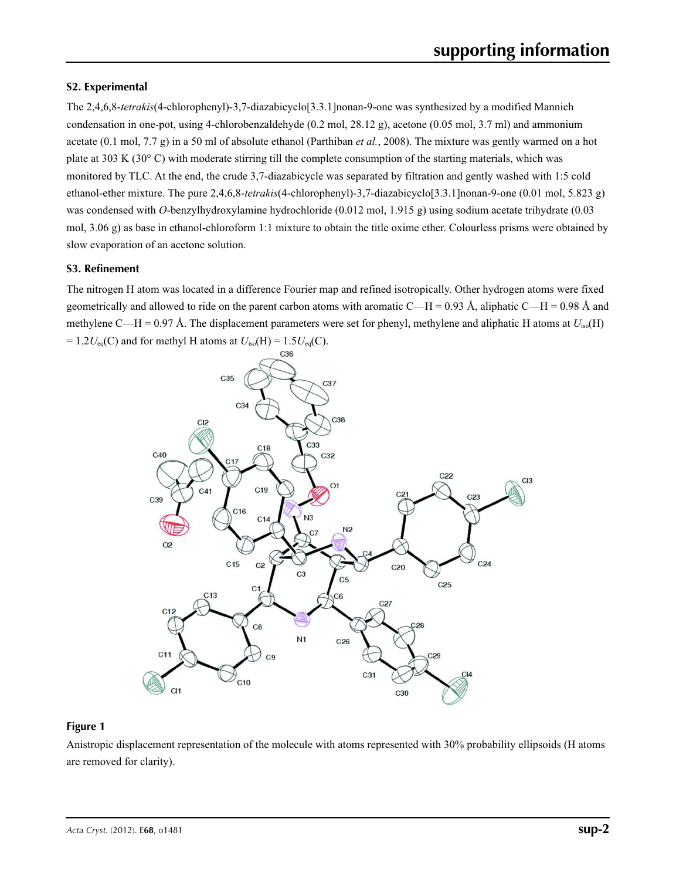## S2. Experimental

The 2,4,6,8-*tetrakis*(4-chlorophenyl)-3,7-diazabicyclo[3.3.1]nonan-9-one was synthesized by a modified Mannich condensation in one-pot, using 4-chlorobenzaldehyde (0.2 mol, 28.12 g), acetone (0.05 mol, 3.7 ml) and ammonium acetate (0.1 mol, 7.7 g) in a 50 ml of absolute ethanol (Parthiban *et al.*, 2008). The mixture was gently warmed on a hot plate at 303 K (30° C) with moderate stirring till the complete consumption of the starting materials, which was monitored by TLC. At the end, the crude 3,7-diazabicycle was separated by filtration and gently washed with 1:5 cold ethanol-ether mixture. The pure 2,4,6,8-*tetrakis*(4-chlorophenyl)-3,7-diazabicyclo[3.3.1]nonan-9-one (0.01 mol, 5.823 g) was condensed with *O*-benzylhydroxylamine hydrochloride (0.012 mol, 1.915 g) using sodium acetate trihydrate (0.03 mol, 3.06 g) as base in ethanol-chloroform 1:1 mixture to obtain the title oxime ether. Colourless prisms were obtained by slow evaporation of an acetone solution.

## S3. Refinement

The nitrogen H atom was located in a difference Fourier map and refined isotropically. Other hydrogen atoms were fixed geometrically and allowed to ride on the parent carbon atoms with aromatic C—H = 0.93 Å, aliphatic C—H = 0.98 Å and methylene C—H = 0.97 Å. The displacement parameters were set for phenyl, methylene and aliphatic H atoms at $U_{iso}$(H) = 1.2$U_{eq}$(C) and for methyl H atoms at $U_{iso}$(H) = 1.5$U_{eq}$(C).

**Figure 1**

Anistropic displacement representation of the molecule with atoms represented with 30% probability ellipsoids (H atoms are removed for clarity).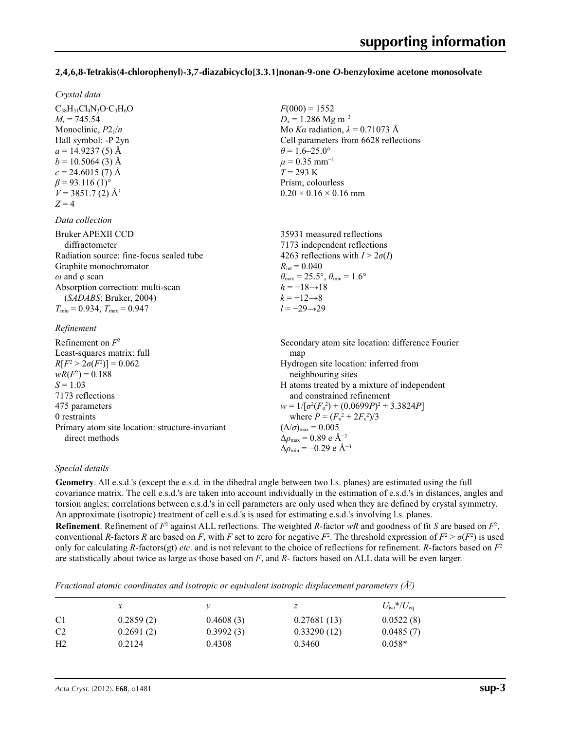### 2,4,6,8-Tetrakis(4-chlorophenyl)-3,7-diazabicyclo[3.3.1]nonan-9-one *O*-benzyloxime acetone monosolvate

*Crystal data*

$C_{38}H_{31}Cl_4N_3O{\cdot}C_3H_6O$
$M_r = 745.54$
Monoclinic, $P2_1/n$
Hall symbol: -P 2yn
$a = 14.9237$ (5) Å
$b = 10.5064$ (3) Å
$c = 24.6015$ (7) Å
$\beta = 93.116$ (1)°
$V = 3851.7$ (2) Å$^3$
$Z = 4$
$F(000) = 1552$
$D_x = 1.286$ Mg m$^{-3}$
Mo $K\alpha$ radiation, $\lambda = 0.71073$ Å
Cell parameters from 6628 reflections
$\theta = 1.6$–25.0°
$\mu = 0.35$ mm$^{-1}$
$T = 293$ K
Prism, colourless
0.20 × 0.16 × 0.16 mm

*Data collection*

Bruker APEXII CCD diffractometer
Radiation source: fine-focus sealed tube
Graphite monochromator
$\omega$ and $\varphi$ scan
Absorption correction: multi-scan (*SADABS*; Bruker, 2004)
$T_{min} = 0.934$, $T_{max} = 0.947$
35931 measured reflections
7173 independent reflections
4263 reflections with $I > 2\sigma(I)$
$R_{int} = 0.040$
$\theta_{max} = 25.5°$, $\theta_{min} = 1.6°$
$h = -18 \rightarrow 18$
$k = -12 \rightarrow 8$
$l = -29 \rightarrow 29$

*Refinement*

Refinement on $F^2$
Least-squares matrix: full
$R[F^2 > 2\sigma(F^2)] = 0.062$
$wR(F^2) = 0.188$
$S = 1.03$
7173 reflections
475 parameters
0 restraints
Primary atom site location: structure-invariant direct methods
Secondary atom site location: difference Fourier map
Hydrogen site location: inferred from neighbouring sites
H atoms treated by a mixture of independent and constrained refinement
$w = 1/[\sigma^2(F_o^2) + (0.0699P)^2 + 3.3824P]$ where $P = (F_o^2 + 2F_c^2)/3$
$(\Delta/\sigma)_{max} = 0.005$
$\Delta\rho_{max} = 0.89$ e Å$^{-3}$
$\Delta\rho_{min} = -0.29$ e Å$^{-3}$

*Special details*

**Geometry**. All e.s.d.'s (except the e.s.d. in the dihedral angle between two l.s. planes) are estimated using the full covariance matrix. The cell e.s.d.'s are taken into account individually in the estimation of e.s.d.'s in distances, angles and torsion angles; correlations between e.s.d.'s in cell parameters are only used when they are defined by crystal symmetry. An approximate (isotropic) treatment of cell e.s.d.'s is used for estimating e.s.d.'s involving l.s. planes.

**Refinement**. Refinement of $F^2$ against ALL reflections. The weighted $R$-factor $wR$ and goodness of fit $S$ are based on $F^2$, conventional $R$-factors $R$ are based on $F$, with $F$ set to zero for negative $F^2$. The threshold expression of $F^2 > \sigma(F^2)$ is used only for calculating $R$-factors(gt) *etc*. and is not relevant to the choice of reflections for refinement. $R$-factors based on $F^2$ are statistically about twice as large as those based on $F$, and $R$- factors based on ALL data will be even larger.

*Fractional atomic coordinates and isotropic or equivalent isotropic displacement parameters (Å$^2$)*

| | $x$ | $y$ | $z$ | $U_{iso}$*/$U_{eq}$ |
|---|---|---|---|---|
| C1 | 0.2859 (2) | 0.4608 (3) | 0.27681 (13) | 0.0522 (8) |
| C2 | 0.2691 (2) | 0.3992 (3) | 0.33290 (12) | 0.0485 (7) |
| H2 | 0.2124 | 0.4308 | 0.3460 | 0.058* |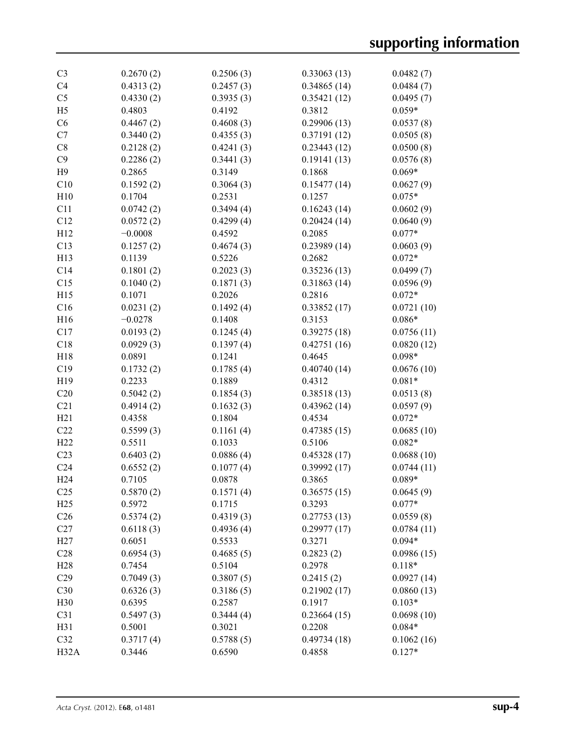| | | | | |
|---|---|---|---|---|
| C3 | 0.2670 (2) | 0.2506 (3) | 0.33063 (13) | 0.0482 (7) |
| C4 | 0.4313 (2) | 0.2457 (3) | 0.34865 (14) | 0.0484 (7) |
| C5 | 0.4330 (2) | 0.3935 (3) | 0.35421 (12) | 0.0495 (7) |
| H5 | 0.4803 | 0.4192 | 0.3812 | 0.059* |
| C6 | 0.4467 (2) | 0.4608 (3) | 0.29906 (13) | 0.0537 (8) |
| C7 | 0.3440 (2) | 0.4355 (3) | 0.37191 (12) | 0.0505 (8) |
| C8 | 0.2128 (2) | 0.4241 (3) | 0.23443 (12) | 0.0500 (8) |
| C9 | 0.2286 (2) | 0.3441 (3) | 0.19141 (13) | 0.0576 (8) |
| H9 | 0.2865 | 0.3149 | 0.1868 | 0.069* |
| C10 | 0.1592 (2) | 0.3064 (3) | 0.15477 (14) | 0.0627 (9) |
| H10 | 0.1704 | 0.2531 | 0.1257 | 0.075* |
| C11 | 0.0742 (2) | 0.3494 (4) | 0.16243 (14) | 0.0602 (9) |
| C12 | 0.0572 (2) | 0.4299 (4) | 0.20424 (14) | 0.0640 (9) |
| H12 | −0.0008 | 0.4592 | 0.2085 | 0.077* |
| C13 | 0.1257 (2) | 0.4674 (3) | 0.23989 (14) | 0.0603 (9) |
| H13 | 0.1139 | 0.5226 | 0.2682 | 0.072* |
| C14 | 0.1801 (2) | 0.2023 (3) | 0.35236 (13) | 0.0499 (7) |
| C15 | 0.1040 (2) | 0.1871 (3) | 0.31863 (14) | 0.0596 (9) |
| H15 | 0.1071 | 0.2026 | 0.2816 | 0.072* |
| C16 | 0.0231 (2) | 0.1492 (4) | 0.33852 (17) | 0.0721 (10) |
| H16 | −0.0278 | 0.1408 | 0.3153 | 0.086* |
| C17 | 0.0193 (2) | 0.1245 (4) | 0.39275 (18) | 0.0756 (11) |
| C18 | 0.0929 (3) | 0.1397 (4) | 0.42751 (16) | 0.0820 (12) |
| H18 | 0.0891 | 0.1241 | 0.4645 | 0.098* |
| C19 | 0.1732 (2) | 0.1785 (4) | 0.40740 (14) | 0.0676 (10) |
| H19 | 0.2233 | 0.1889 | 0.4312 | 0.081* |
| C20 | 0.5042 (2) | 0.1854 (3) | 0.38518 (13) | 0.0513 (8) |
| C21 | 0.4914 (2) | 0.1632 (3) | 0.43962 (14) | 0.0597 (9) |
| H21 | 0.4358 | 0.1804 | 0.4534 | 0.072* |
| C22 | 0.5599 (3) | 0.1161 (4) | 0.47385 (15) | 0.0685 (10) |
| H22 | 0.5511 | 0.1033 | 0.5106 | 0.082* |
| C23 | 0.6403 (2) | 0.0886 (4) | 0.45328 (17) | 0.0688 (10) |
| C24 | 0.6552 (2) | 0.1077 (4) | 0.39992 (17) | 0.0744 (11) |
| H24 | 0.7105 | 0.0878 | 0.3865 | 0.089* |
| C25 | 0.5870 (2) | 0.1571 (4) | 0.36575 (15) | 0.0645 (9) |
| H25 | 0.5972 | 0.1715 | 0.3293 | 0.077* |
| C26 | 0.5374 (2) | 0.4319 (3) | 0.27753 (13) | 0.0559 (8) |
| C27 | 0.6118 (3) | 0.4936 (4) | 0.29977 (17) | 0.0784 (11) |
| H27 | 0.6051 | 0.5533 | 0.3271 | 0.094* |
| C28 | 0.6954 (3) | 0.4685 (5) | 0.2823 (2) | 0.0986 (15) |
| H28 | 0.7454 | 0.5104 | 0.2978 | 0.118* |
| C29 | 0.7049 (3) | 0.3807 (5) | 0.2415 (2) | 0.0927 (14) |
| C30 | 0.6326 (3) | 0.3186 (5) | 0.21902 (17) | 0.0860 (13) |
| H30 | 0.6395 | 0.2587 | 0.1917 | 0.103* |
| C31 | 0.5497 (3) | 0.3444 (4) | 0.23664 (15) | 0.0698 (10) |
| H31 | 0.5001 | 0.3021 | 0.2208 | 0.084* |
| C32 | 0.3717 (4) | 0.5788 (5) | 0.49734 (18) | 0.1062 (16) |
| H32A | 0.3446 | 0.6590 | 0.4858 | 0.127* |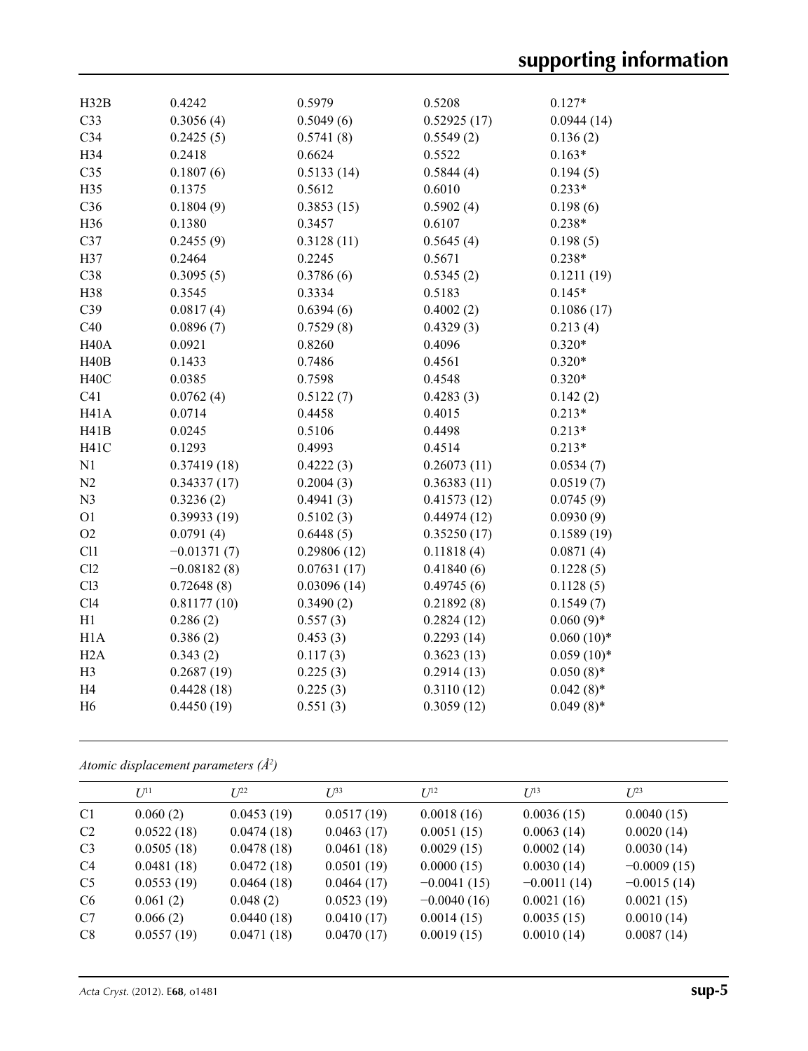| | | | | |
|---|---|---|---|---|
| H32B | 0.4242 | 0.5979 | 0.5208 | 0.127* |
| C33 | 0.3056 (4) | 0.5049 (6) | 0.52925 (17) | 0.0944 (14) |
| C34 | 0.2425 (5) | 0.5741 (8) | 0.5549 (2) | 0.136 (2) |
| H34 | 0.2418 | 0.6624 | 0.5522 | 0.163* |
| C35 | 0.1807 (6) | 0.5133 (14) | 0.5844 (4) | 0.194 (5) |
| H35 | 0.1375 | 0.5612 | 0.6010 | 0.233* |
| C36 | 0.1804 (9) | 0.3853 (15) | 0.5902 (4) | 0.198 (6) |
| H36 | 0.1380 | 0.3457 | 0.6107 | 0.238* |
| C37 | 0.2455 (9) | 0.3128 (11) | 0.5645 (4) | 0.198 (5) |
| H37 | 0.2464 | 0.2245 | 0.5671 | 0.238* |
| C38 | 0.3095 (5) | 0.3786 (6) | 0.5345 (2) | 0.1211 (19) |
| H38 | 0.3545 | 0.3334 | 0.5183 | 0.145* |
| C39 | 0.0817 (4) | 0.6394 (6) | 0.4002 (2) | 0.1086 (17) |
| C40 | 0.0896 (7) | 0.7529 (8) | 0.4329 (3) | 0.213 (4) |
| H40A | 0.0921 | 0.8260 | 0.4096 | 0.320* |
| H40B | 0.1433 | 0.7486 | 0.4561 | 0.320* |
| H40C | 0.0385 | 0.7598 | 0.4548 | 0.320* |
| C41 | 0.0762 (4) | 0.5122 (7) | 0.4283 (3) | 0.142 (2) |
| H41A | 0.0714 | 0.4458 | 0.4015 | 0.213* |
| H41B | 0.0245 | 0.5106 | 0.4498 | 0.213* |
| H41C | 0.1293 | 0.4993 | 0.4514 | 0.213* |
| N1 | 0.37419 (18) | 0.4222 (3) | 0.26073 (11) | 0.0534 (7) |
| N2 | 0.34337 (17) | 0.2004 (3) | 0.36383 (11) | 0.0519 (7) |
| N3 | 0.3236 (2) | 0.4941 (3) | 0.41573 (12) | 0.0745 (9) |
| O1 | 0.39933 (19) | 0.5102 (3) | 0.44974 (12) | 0.0930 (9) |
| O2 | 0.0791 (4) | 0.6448 (5) | 0.35250 (17) | 0.1589 (19) |
| Cl1 | −0.01371 (7) | 0.29806 (12) | 0.11818 (4) | 0.0871 (4) |
| Cl2 | −0.08182 (8) | 0.07631 (17) | 0.41840 (6) | 0.1228 (5) |
| Cl3 | 0.72648 (8) | 0.03096 (14) | 0.49745 (6) | 0.1128 (5) |
| Cl4 | 0.81177 (10) | 0.3490 (2) | 0.21892 (8) | 0.1549 (7) |
| H1 | 0.286 (2) | 0.557 (3) | 0.2824 (12) | 0.060 (9)* |
| H1A | 0.386 (2) | 0.453 (3) | 0.2293 (14) | 0.060 (10)* |
| H2A | 0.343 (2) | 0.117 (3) | 0.3623 (13) | 0.059 (10)* |
| H3 | 0.2687 (19) | 0.225 (3) | 0.2914 (13) | 0.050 (8)* |
| H4 | 0.4428 (18) | 0.225 (3) | 0.3110 (12) | 0.042 (8)* |
| H6 | 0.4450 (19) | 0.551 (3) | 0.3059 (12) | 0.049 (8)* |

*Atomic displacement parameters (Å²)*

| | $U^{11}$ | $U^{22}$ | $U^{33}$ | $U^{12}$ | $U^{13}$ | $U^{23}$ |
|---|---|---|---|---|---|---|
| C1 | 0.060 (2) | 0.0453 (19) | 0.0517 (19) | 0.0018 (16) | 0.0036 (15) | 0.0040 (15) |
| C2 | 0.0522 (18) | 0.0474 (18) | 0.0463 (17) | 0.0051 (15) | 0.0063 (14) | 0.0020 (14) |
| C3 | 0.0505 (18) | 0.0478 (18) | 0.0461 (18) | 0.0029 (15) | 0.0002 (14) | 0.0030 (14) |
| C4 | 0.0481 (18) | 0.0472 (18) | 0.0501 (19) | 0.0000 (15) | 0.0030 (14) | −0.0009 (15) |
| C5 | 0.0553 (19) | 0.0464 (18) | 0.0464 (17) | −0.0041 (15) | −0.0011 (14) | −0.0015 (14) |
| C6 | 0.061 (2) | 0.048 (2) | 0.0523 (19) | −0.0040 (16) | 0.0021 (16) | 0.0021 (15) |
| C7 | 0.066 (2) | 0.0440 (18) | 0.0410 (17) | 0.0014 (15) | 0.0035 (15) | 0.0010 (14) |
| C8 | 0.0557 (19) | 0.0471 (18) | 0.0470 (17) | 0.0019 (15) | 0.0010 (14) | 0.0087 (14) |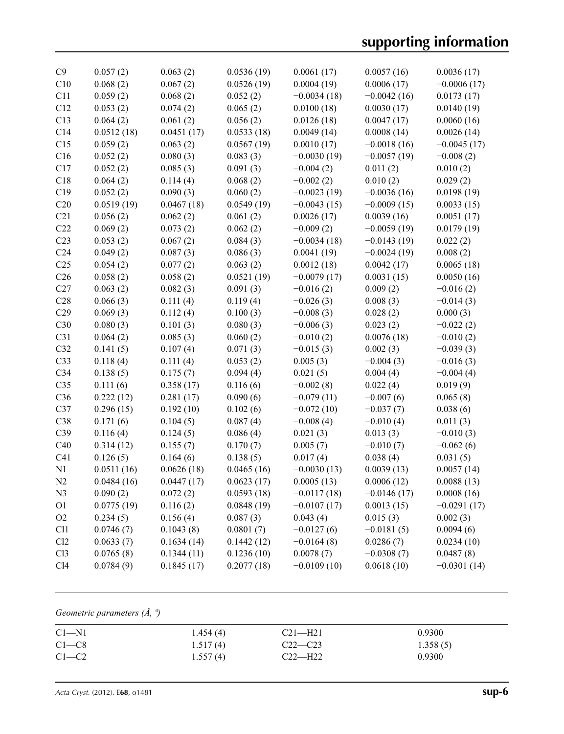| | | | | | | |
|---|---|---|---|---|---|---|
| C9 | 0.057 (2) | 0.063 (2) | 0.0536 (19) | 0.0061 (17) | 0.0057 (16) | 0.0036 (17) |
| C10 | 0.068 (2) | 0.067 (2) | 0.0526 (19) | 0.0004 (19) | 0.0006 (17) | −0.0006 (17) |
| C11 | 0.059 (2) | 0.068 (2) | 0.052 (2) | −0.0034 (18) | −0.0042 (16) | 0.0173 (17) |
| C12 | 0.053 (2) | 0.074 (2) | 0.065 (2) | 0.0100 (18) | 0.0030 (17) | 0.0140 (19) |
| C13 | 0.064 (2) | 0.061 (2) | 0.056 (2) | 0.0126 (18) | 0.0047 (17) | 0.0060 (16) |
| C14 | 0.0512 (18) | 0.0451 (17) | 0.0533 (18) | 0.0049 (14) | 0.0008 (14) | 0.0026 (14) |
| C15 | 0.059 (2) | 0.063 (2) | 0.0567 (19) | 0.0010 (17) | −0.0018 (16) | −0.0045 (17) |
| C16 | 0.052 (2) | 0.080 (3) | 0.083 (3) | −0.0030 (19) | −0.0057 (19) | −0.008 (2) |
| C17 | 0.052 (2) | 0.085 (3) | 0.091 (3) | −0.004 (2) | 0.011 (2) | 0.010 (2) |
| C18 | 0.064 (2) | 0.114 (4) | 0.068 (2) | −0.002 (2) | 0.010 (2) | 0.029 (2) |
| C19 | 0.052 (2) | 0.090 (3) | 0.060 (2) | −0.0023 (19) | −0.0036 (16) | 0.0198 (19) |
| C20 | 0.0519 (19) | 0.0467 (18) | 0.0549 (19) | −0.0043 (15) | −0.0009 (15) | 0.0033 (15) |
| C21 | 0.056 (2) | 0.062 (2) | 0.061 (2) | 0.0026 (17) | 0.0039 (16) | 0.0051 (17) |
| C22 | 0.069 (2) | 0.073 (2) | 0.062 (2) | −0.009 (2) | −0.0059 (19) | 0.0179 (19) |
| C23 | 0.053 (2) | 0.067 (2) | 0.084 (3) | −0.0034 (18) | −0.0143 (19) | 0.022 (2) |
| C24 | 0.049 (2) | 0.087 (3) | 0.086 (3) | 0.0041 (19) | −0.0024 (19) | 0.008 (2) |
| C25 | 0.054 (2) | 0.077 (2) | 0.063 (2) | 0.0012 (18) | 0.0042 (17) | 0.0065 (18) |
| C26 | 0.058 (2) | 0.058 (2) | 0.0521 (19) | −0.0079 (17) | 0.0031 (15) | 0.0050 (16) |
| C27 | 0.063 (2) | 0.082 (3) | 0.091 (3) | −0.016 (2) | 0.009 (2) | −0.016 (2) |
| C28 | 0.066 (3) | 0.111 (4) | 0.119 (4) | −0.026 (3) | 0.008 (3) | −0.014 (3) |
| C29 | 0.069 (3) | 0.112 (4) | 0.100 (3) | −0.008 (3) | 0.028 (2) | 0.000 (3) |
| C30 | 0.080 (3) | 0.101 (3) | 0.080 (3) | −0.006 (3) | 0.023 (2) | −0.022 (2) |
| C31 | 0.064 (2) | 0.085 (3) | 0.060 (2) | −0.010 (2) | 0.0076 (18) | −0.010 (2) |
| C32 | 0.141 (5) | 0.107 (4) | 0.071 (3) | −0.015 (3) | 0.002 (3) | −0.039 (3) |
| C33 | 0.118 (4) | 0.111 (4) | 0.053 (2) | 0.005 (3) | −0.004 (3) | −0.016 (3) |
| C34 | 0.138 (5) | 0.175 (7) | 0.094 (4) | 0.021 (5) | 0.004 (4) | −0.004 (4) |
| C35 | 0.111 (6) | 0.358 (17) | 0.116 (6) | −0.002 (8) | 0.022 (4) | 0.019 (9) |
| C36 | 0.222 (12) | 0.281 (17) | 0.090 (6) | −0.079 (11) | −0.007 (6) | 0.065 (8) |
| C37 | 0.296 (15) | 0.192 (10) | 0.102 (6) | −0.072 (10) | −0.037 (7) | 0.038 (6) |
| C38 | 0.171 (6) | 0.104 (5) | 0.087 (4) | −0.008 (4) | −0.010 (4) | 0.011 (3) |
| C39 | 0.116 (4) | 0.124 (5) | 0.086 (4) | 0.021 (3) | 0.013 (3) | −0.010 (3) |
| C40 | 0.314 (12) | 0.155 (7) | 0.170 (7) | 0.005 (7) | −0.010 (7) | −0.062 (6) |
| C41 | 0.126 (5) | 0.164 (6) | 0.138 (5) | 0.017 (4) | 0.038 (4) | 0.031 (5) |
| N1 | 0.0511 (16) | 0.0626 (18) | 0.0465 (16) | −0.0030 (13) | 0.0039 (13) | 0.0057 (14) |
| N2 | 0.0484 (16) | 0.0447 (17) | 0.0623 (17) | 0.0005 (13) | 0.0006 (12) | 0.0088 (13) |
| N3 | 0.090 (2) | 0.072 (2) | 0.0593 (18) | −0.0117 (18) | −0.0146 (17) | 0.0008 (16) |
| O1 | 0.0775 (19) | 0.116 (2) | 0.0848 (19) | −0.0107 (17) | 0.0013 (15) | −0.0291 (17) |
| O2 | 0.234 (5) | 0.156 (4) | 0.087 (3) | 0.043 (4) | 0.015 (3) | 0.002 (3) |
| Cl1 | 0.0746 (7) | 0.1043 (8) | 0.0801 (7) | −0.0127 (6) | −0.0181 (5) | 0.0094 (6) |
| Cl2 | 0.0633 (7) | 0.1634 (14) | 0.1442 (12) | −0.0164 (8) | 0.0286 (7) | 0.0234 (10) |
| Cl3 | 0.0765 (8) | 0.1344 (11) | 0.1236 (10) | 0.0078 (7) | −0.0308 (7) | 0.0487 (8) |
| Cl4 | 0.0784 (9) | 0.1845 (17) | 0.2077 (18) | −0.0109 (10) | 0.0618 (10) | −0.0301 (14) |

*Geometric parameters (Å, º)*

| | | | |
|---|---|---|---|
| C1—N1 | 1.454 (4) | C21—H21 | 0.9300 |
| C1—C8 | 1.517 (4) | C22—C23 | 1.358 (5) |
| C1—C2 | 1.557 (4) | C22—H22 | 0.9300 |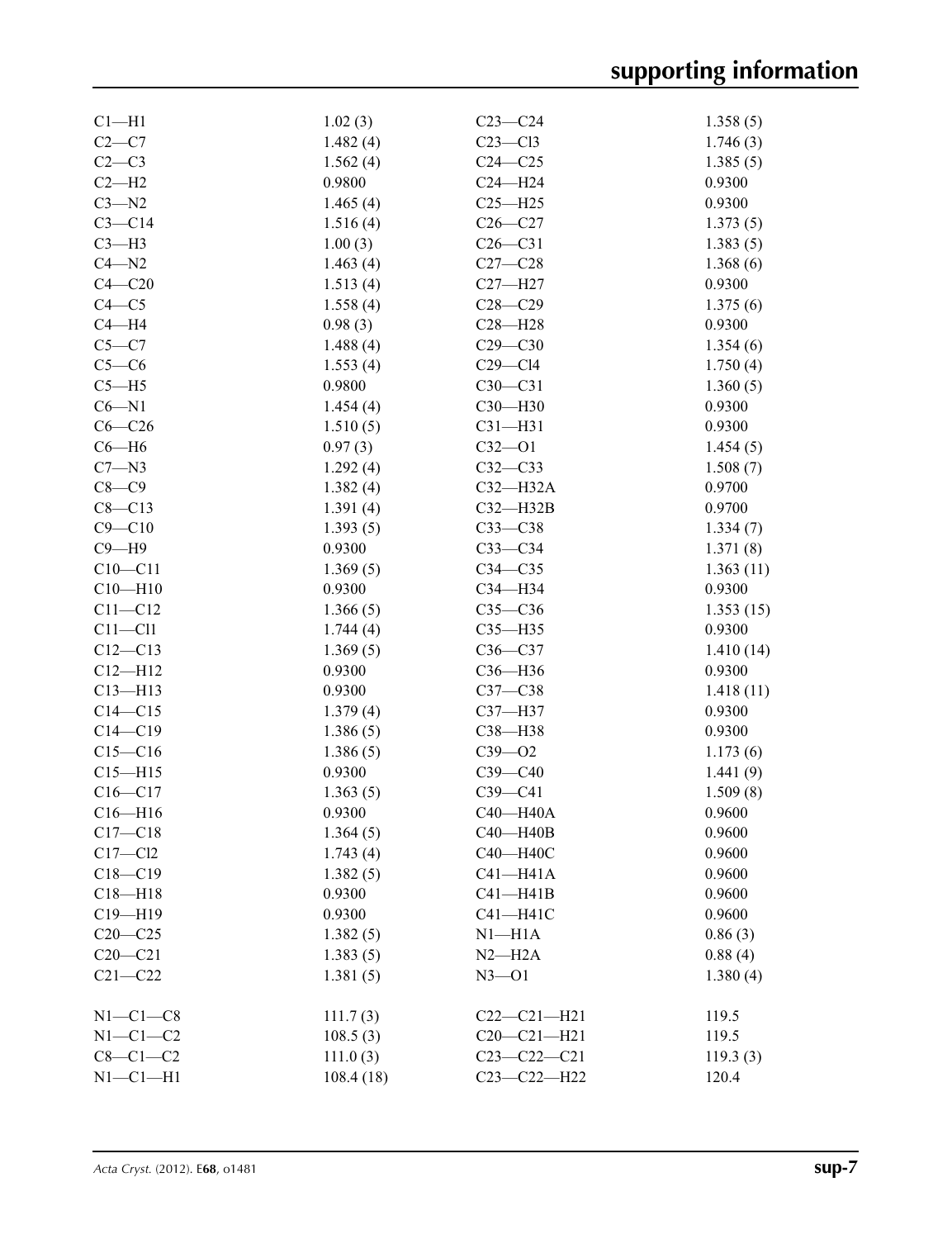| | | | |
|---|---|---|---|
| C1—H1 | 1.02 (3) | C23—C24 | 1.358 (5) |
| C2—C7 | 1.482 (4) | C23—Cl3 | 1.746 (3) |
| C2—C3 | 1.562 (4) | C24—C25 | 1.385 (5) |
| C2—H2 | 0.9800 | C24—H24 | 0.9300 |
| C3—N2 | 1.465 (4) | C25—H25 | 0.9300 |
| C3—C14 | 1.516 (4) | C26—C27 | 1.373 (5) |
| C3—H3 | 1.00 (3) | C26—C31 | 1.383 (5) |
| C4—N2 | 1.463 (4) | C27—C28 | 1.368 (6) |
| C4—C20 | 1.513 (4) | C27—H27 | 0.9300 |
| C4—C5 | 1.558 (4) | C28—C29 | 1.375 (6) |
| C4—H4 | 0.98 (3) | C28—H28 | 0.9300 |
| C5—C7 | 1.488 (4) | C29—C30 | 1.354 (6) |
| C5—C6 | 1.553 (4) | C29—Cl4 | 1.750 (4) |
| C5—H5 | 0.9800 | C30—C31 | 1.360 (5) |
| C6—N1 | 1.454 (4) | C30—H30 | 0.9300 |
| C6—C26 | 1.510 (5) | C31—H31 | 0.9300 |
| C6—H6 | 0.97 (3) | C32—O1 | 1.454 (5) |
| C7—N3 | 1.292 (4) | C32—C33 | 1.508 (7) |
| C8—C9 | 1.382 (4) | C32—H32A | 0.9700 |
| C8—C13 | 1.391 (4) | C32—H32B | 0.9700 |
| C9—C10 | 1.393 (5) | C33—C38 | 1.334 (7) |
| C9—H9 | 0.9300 | C33—C34 | 1.371 (8) |
| C10—C11 | 1.369 (5) | C34—C35 | 1.363 (11) |
| C10—H10 | 0.9300 | C34—H34 | 0.9300 |
| C11—C12 | 1.366 (5) | C35—C36 | 1.353 (15) |
| C11—Cl1 | 1.744 (4) | C35—H35 | 0.9300 |
| C12—C13 | 1.369 (5) | C36—C37 | 1.410 (14) |
| C12—H12 | 0.9300 | C36—H36 | 0.9300 |
| C13—H13 | 0.9300 | C37—C38 | 1.418 (11) |
| C14—C15 | 1.379 (4) | C37—H37 | 0.9300 |
| C14—C19 | 1.386 (5) | C38—H38 | 0.9300 |
| C15—C16 | 1.386 (5) | C39—O2 | 1.173 (6) |
| C15—H15 | 0.9300 | C39—C40 | 1.441 (9) |
| C16—C17 | 1.363 (5) | C39—C41 | 1.509 (8) |
| C16—H16 | 0.9300 | C40—H40A | 0.9600 |
| C17—C18 | 1.364 (5) | C40—H40B | 0.9600 |
| C17—Cl2 | 1.743 (4) | C40—H40C | 0.9600 |
| C18—C19 | 1.382 (5) | C41—H41A | 0.9600 |
| C18—H18 | 0.9300 | C41—H41B | 0.9600 |
| C19—H19 | 0.9300 | C41—H41C | 0.9600 |
| C20—C25 | 1.382 (5) | N1—H1A | 0.86 (3) |
| C20—C21 | 1.383 (5) | N2—H2A | 0.88 (4) |
| C21—C22 | 1.381 (5) | N3—O1 | 1.380 (4) |

| | | | |
|---|---|---|---|
| N1—C1—C8 | 111.7 (3) | C22—C21—H21 | 119.5 |
| N1—C1—C2 | 108.5 (3) | C20—C21—H21 | 119.5 |
| C8—C1—C2 | 111.0 (3) | C23—C22—C21 | 119.3 (3) |
| N1—C1—H1 | 108.4 (18) | C23—C22—H22 | 120.4 |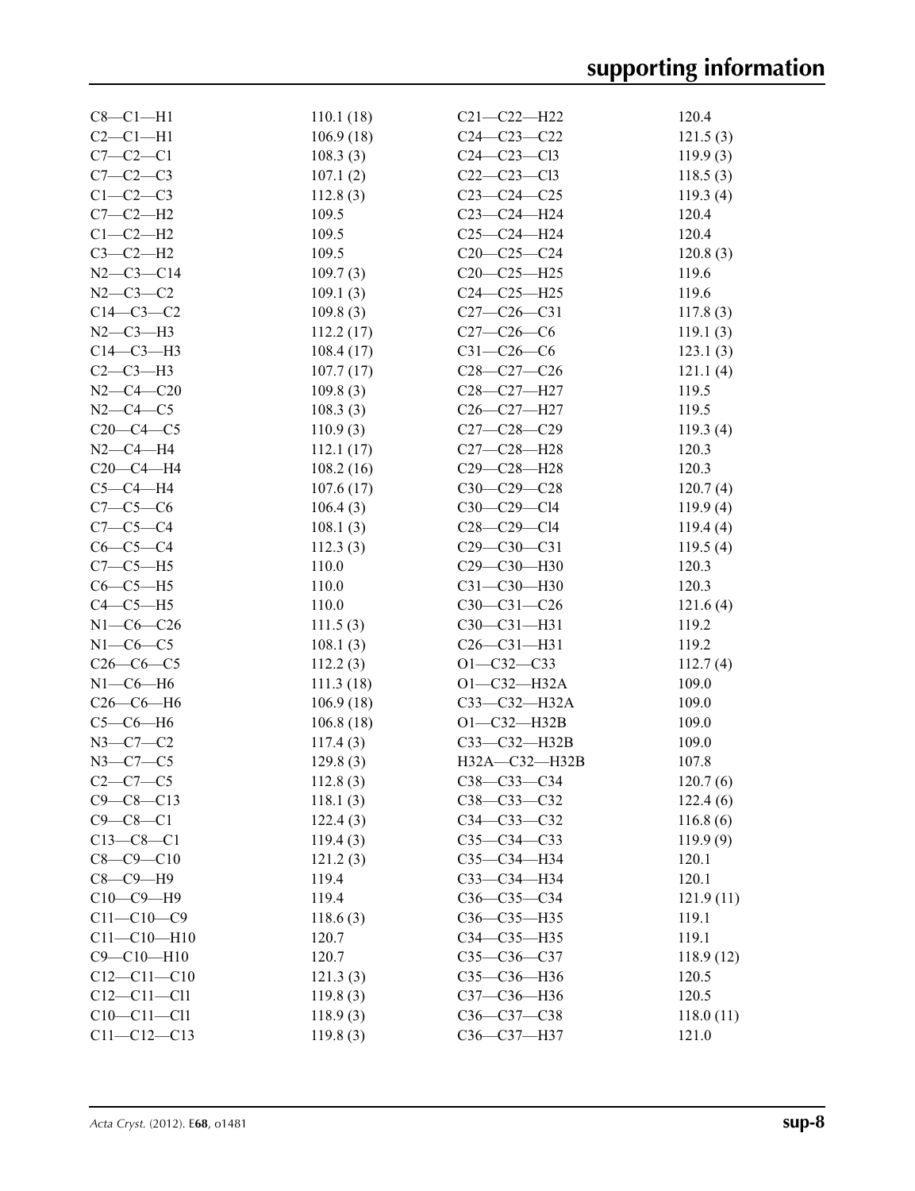| | | | |
|---|---|---|---|
| C8—C1—H1 | 110.1 (18) | C21—C22—H22 | 120.4 |
| C2—C1—H1 | 106.9 (18) | C24—C23—C22 | 121.5 (3) |
| C7—C2—C1 | 108.3 (3) | C24—C23—Cl3 | 119.9 (3) |
| C7—C2—C3 | 107.1 (2) | C22—C23—Cl3 | 118.5 (3) |
| C1—C2—C3 | 112.8 (3) | C23—C24—C25 | 119.3 (4) |
| C7—C2—H2 | 109.5 | C23—C24—H24 | 120.4 |
| C1—C2—H2 | 109.5 | C25—C24—H24 | 120.4 |
| C3—C2—H2 | 109.5 | C20—C25—C24 | 120.8 (3) |
| N2—C3—C14 | 109.7 (3) | C20—C25—H25 | 119.6 |
| N2—C3—C2 | 109.1 (3) | C24—C25—H25 | 119.6 |
| C14—C3—C2 | 109.8 (3) | C27—C26—C31 | 117.8 (3) |
| N2—C3—H3 | 112.2 (17) | C27—C26—C6 | 119.1 (3) |
| C14—C3—H3 | 108.4 (17) | C31—C26—C6 | 123.1 (3) |
| C2—C3—H3 | 107.7 (17) | C28—C27—C26 | 121.1 (4) |
| N2—C4—C20 | 109.8 (3) | C28—C27—H27 | 119.5 |
| N2—C4—C5 | 108.3 (3) | C26—C27—H27 | 119.5 |
| C20—C4—C5 | 110.9 (3) | C27—C28—C29 | 119.3 (4) |
| N2—C4—H4 | 112.1 (17) | C27—C28—H28 | 120.3 |
| C20—C4—H4 | 108.2 (16) | C29—C28—H28 | 120.3 |
| C5—C4—H4 | 107.6 (17) | C30—C29—C28 | 120.7 (4) |
| C7—C5—C6 | 106.4 (3) | C30—C29—Cl4 | 119.9 (4) |
| C7—C5—C4 | 108.1 (3) | C28—C29—Cl4 | 119.4 (4) |
| C6—C5—C4 | 112.3 (3) | C29—C30—C31 | 119.5 (4) |
| C7—C5—H5 | 110.0 | C29—C30—H30 | 120.3 |
| C6—C5—H5 | 110.0 | C31—C30—H30 | 120.3 |
| C4—C5—H5 | 110.0 | C30—C31—C26 | 121.6 (4) |
| N1—C6—C26 | 111.5 (3) | C30—C31—H31 | 119.2 |
| N1—C6—C5 | 108.1 (3) | C26—C31—H31 | 119.2 |
| C26—C6—C5 | 112.2 (3) | O1—C32—C33 | 112.7 (4) |
| N1—C6—H6 | 111.3 (18) | O1—C32—H32A | 109.0 |
| C26—C6—H6 | 106.9 (18) | C33—C32—H32A | 109.0 |
| C5—C6—H6 | 106.8 (18) | O1—C32—H32B | 109.0 |
| N3—C7—C2 | 117.4 (3) | C33—C32—H32B | 109.0 |
| N3—C7—C5 | 129.8 (3) | H32A—C32—H32B | 107.8 |
| C2—C7—C5 | 112.8 (3) | C38—C33—C34 | 120.7 (6) |
| C9—C8—C13 | 118.1 (3) | C38—C33—C32 | 122.4 (6) |
| C9—C8—C1 | 122.4 (3) | C34—C33—C32 | 116.8 (6) |
| C13—C8—C1 | 119.4 (3) | C35—C34—C33 | 119.9 (9) |
| C8—C9—C10 | 121.2 (3) | C35—C34—H34 | 120.1 |
| C8—C9—H9 | 119.4 | C33—C34—H34 | 120.1 |
| C10—C9—H9 | 119.4 | C36—C35—C34 | 121.9 (11) |
| C11—C10—C9 | 118.6 (3) | C36—C35—H35 | 119.1 |
| C11—C10—H10 | 120.7 | C34—C35—H35 | 119.1 |
| C9—C10—H10 | 120.7 | C35—C36—C37 | 118.9 (12) |
| C12—C11—C10 | 121.3 (3) | C35—C36—H36 | 120.5 |
| C12—C11—Cl1 | 119.8 (3) | C37—C36—H36 | 120.5 |
| C10—C11—Cl1 | 118.9 (3) | C36—C37—C38 | 118.0 (11) |
| C11—C12—C13 | 119.8 (3) | C36—C37—H37 | 121.0 |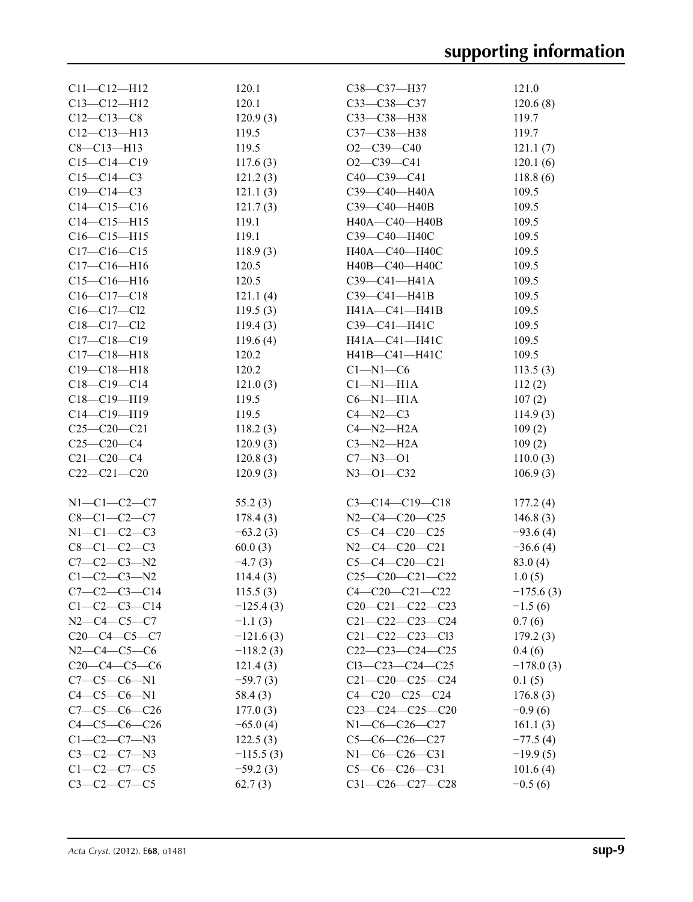| | | | |
|---|---|---|---|
| C11—C12—H12 | 120.1 | C38—C37—H37 | 121.0 |
| C13—C12—H12 | 120.1 | C33—C38—C37 | 120.6 (8) |
| C12—C13—C8 | 120.9 (3) | C33—C38—H38 | 119.7 |
| C12—C13—H13 | 119.5 | C37—C38—H38 | 119.7 |
| C8—C13—H13 | 119.5 | O2—C39—C40 | 121.1 (7) |
| C15—C14—C19 | 117.6 (3) | O2—C39—C41 | 120.1 (6) |
| C15—C14—C3 | 121.2 (3) | C40—C39—C41 | 118.8 (6) |
| C19—C14—C3 | 121.1 (3) | C39—C40—H40A | 109.5 |
| C14—C15—C16 | 121.7 (3) | C39—C40—H40B | 109.5 |
| C14—C15—H15 | 119.1 | H40A—C40—H40B | 109.5 |
| C16—C15—H15 | 119.1 | C39—C40—H40C | 109.5 |
| C17—C16—C15 | 118.9 (3) | H40A—C40—H40C | 109.5 |
| C17—C16—H16 | 120.5 | H40B—C40—H40C | 109.5 |
| C15—C16—H16 | 120.5 | C39—C41—H41A | 109.5 |
| C16—C17—C18 | 121.1 (4) | C39—C41—H41B | 109.5 |
| C16—C17—Cl2 | 119.5 (3) | H41A—C41—H41B | 109.5 |
| C18—C17—Cl2 | 119.4 (3) | C39—C41—H41C | 109.5 |
| C17—C18—C19 | 119.6 (4) | H41A—C41—H41C | 109.5 |
| C17—C18—H18 | 120.2 | H41B—C41—H41C | 109.5 |
| C19—C18—H18 | 120.2 | C1—N1—C6 | 113.5 (3) |
| C18—C19—C14 | 121.0 (3) | C1—N1—H1A | 112 (2) |
| C18—C19—H19 | 119.5 | C6—N1—H1A | 107 (2) |
| C14—C19—H19 | 119.5 | C4—N2—C3 | 114.9 (3) |
| C25—C20—C21 | 118.2 (3) | C4—N2—H2A | 109 (2) |
| C25—C20—C4 | 120.9 (3) | C3—N2—H2A | 109 (2) |
| C21—C20—C4 | 120.8 (3) | C7—N3—O1 | 110.0 (3) |
| C22—C21—C20 | 120.9 (3) | N3—O1—C32 | 106.9 (3) |

| | | | |
|---|---|---|---|
| N1—C1—C2—C7 | 55.2 (3) | C3—C14—C19—C18 | 177.2 (4) |
| C8—C1—C2—C7 | 178.4 (3) | N2—C4—C20—C25 | 146.8 (3) |
| N1—C1—C2—C3 | −63.2 (3) | C5—C4—C20—C25 | −93.6 (4) |
| C8—C1—C2—C3 | 60.0 (3) | N2—C4—C20—C21 | −36.6 (4) |
| C7—C2—C3—N2 | −4.7 (3) | C5—C4—C20—C21 | 83.0 (4) |
| C1—C2—C3—N2 | 114.4 (3) | C25—C20—C21—C22 | 1.0 (5) |
| C7—C2—C3—C14 | 115.5 (3) | C4—C20—C21—C22 | −175.6 (3) |
| C1—C2—C3—C14 | −125.4 (3) | C20—C21—C22—C23 | −1.5 (6) |
| N2—C4—C5—C7 | −1.1 (3) | C21—C22—C23—C24 | 0.7 (6) |
| C20—C4—C5—C7 | −121.6 (3) | C21—C22—C23—Cl3 | 179.2 (3) |
| N2—C4—C5—C6 | −118.2 (3) | C22—C23—C24—C25 | 0.4 (6) |
| C20—C4—C5—C6 | 121.4 (3) | Cl3—C23—C24—C25 | −178.0 (3) |
| C7—C5—C6—N1 | −59.7 (3) | C21—C20—C25—C24 | 0.1 (5) |
| C4—C5—C6—N1 | 58.4 (3) | C4—C20—C25—C24 | 176.8 (3) |
| C7—C5—C6—C26 | 177.0 (3) | C23—C24—C25—C20 | −0.9 (6) |
| C4—C5—C6—C26 | −65.0 (4) | N1—C6—C26—C27 | 161.1 (3) |
| C1—C2—C7—N3 | 122.5 (3) | C5—C6—C26—C27 | −77.5 (4) |
| C3—C2—C7—N3 | −115.5 (3) | N1—C6—C26—C31 | −19.9 (5) |
| C1—C2—C7—C5 | −59.2 (3) | C5—C6—C26—C31 | 101.6 (4) |
| C3—C2—C7—C5 | 62.7 (3) | C31—C26—C27—C28 | −0.5 (6) |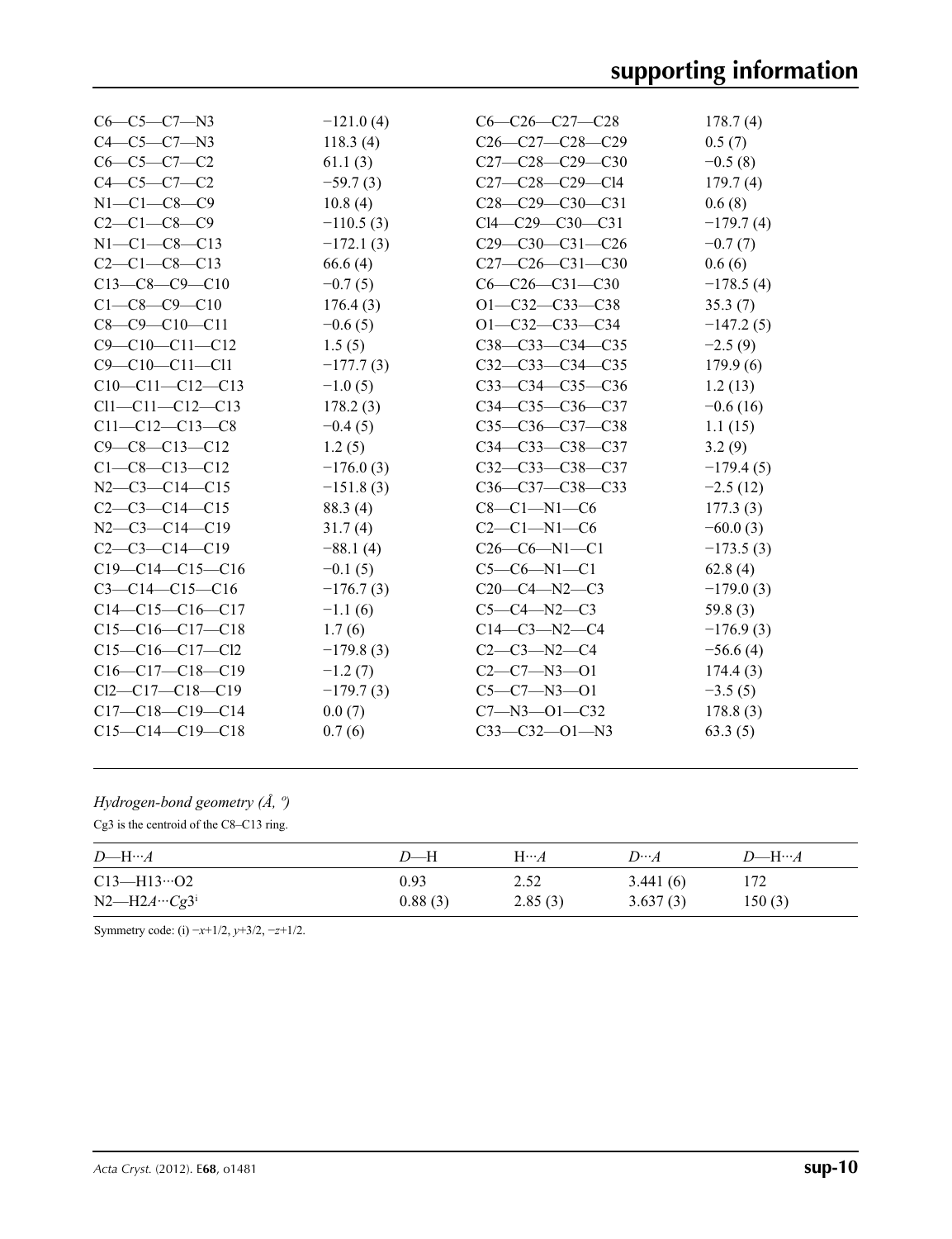| | | | |
|---|---|---|---|
| C6—C5—C7—N3 | −121.0 (4) | C6—C26—C27—C28 | 178.7 (4) |
| C4—C5—C7—N3 | 118.3 (4) | C26—C27—C28—C29 | 0.5 (7) |
| C6—C5—C7—C2 | 61.1 (3) | C27—C28—C29—C30 | −0.5 (8) |
| C4—C5—C7—C2 | −59.7 (3) | C27—C28—C29—Cl4 | 179.7 (4) |
| N1—C1—C8—C9 | 10.8 (4) | C28—C29—C30—C31 | 0.6 (8) |
| C2—C1—C8—C9 | −110.5 (3) | Cl4—C29—C30—C31 | −179.7 (4) |
| N1—C1—C8—C13 | −172.1 (3) | C29—C30—C31—C26 | −0.7 (7) |
| C2—C1—C8—C13 | 66.6 (4) | C27—C26—C31—C30 | 0.6 (6) |
| C13—C8—C9—C10 | −0.7 (5) | C6—C26—C31—C30 | −178.5 (4) |
| C1—C8—C9—C10 | 176.4 (3) | O1—C32—C33—C38 | 35.3 (7) |
| C8—C9—C10—C11 | −0.6 (5) | O1—C32—C33—C34 | −147.2 (5) |
| C9—C10—C11—C12 | 1.5 (5) | C38—C33—C34—C35 | −2.5 (9) |
| C9—C10—C11—Cl1 | −177.7 (3) | C32—C33—C34—C35 | 179.9 (6) |
| C10—C11—C12—C13 | −1.0 (5) | C33—C34—C35—C36 | 1.2 (13) |
| Cl1—C11—C12—C13 | 178.2 (3) | C34—C35—C36—C37 | −0.6 (16) |
| C11—C12—C13—C8 | −0.4 (5) | C35—C36—C37—C38 | 1.1 (15) |
| C9—C8—C13—C12 | 1.2 (5) | C34—C33—C38—C37 | 3.2 (9) |
| C1—C8—C13—C12 | −176.0 (3) | C32—C33—C38—C37 | −179.4 (5) |
| N2—C3—C14—C15 | −151.8 (3) | C36—C37—C38—C33 | −2.5 (12) |
| C2—C3—C14—C15 | 88.3 (4) | C8—C1—N1—C6 | 177.3 (3) |
| N2—C3—C14—C19 | 31.7 (4) | C2—C1—N1—C6 | −60.0 (3) |
| C2—C3—C14—C19 | −88.1 (4) | C26—C6—N1—C1 | −173.5 (3) |
| C19—C14—C15—C16 | −0.1 (5) | C5—C6—N1—C1 | 62.8 (4) |
| C3—C14—C15—C16 | −176.7 (3) | C20—C4—N2—C3 | −179.0 (3) |
| C14—C15—C16—C17 | −1.1 (6) | C5—C4—N2—C3 | 59.8 (3) |
| C15—C16—C17—C18 | 1.7 (6) | C14—C3—N2—C4 | −176.9 (3) |
| C15—C16—C17—Cl2 | −179.8 (3) | C2—C3—N2—C4 | −56.6 (4) |
| C16—C17—C18—C19 | −1.2 (7) | C2—C7—N3—O1 | 174.4 (3) |
| Cl2—C17—C18—C19 | −179.7 (3) | C5—C7—N3—O1 | −3.5 (5) |
| C17—C18—C19—C14 | 0.0 (7) | C7—N3—O1—C32 | 178.8 (3) |
| C15—C14—C19—C18 | 0.7 (6) | C33—C32—O1—N3 | 63.3 (5) |

*Hydrogen-bond geometry (Å, º)*

Cg3 is the centroid of the C8–C13 ring.

| *D*—H···*A* | *D*—H | H···*A* | *D*···*A* | *D*—H···*A* |
|---|---|---|---|---|
| C13—H13···O2 | 0.93 | 2.52 | 3.441 (6) | 172 |
| N2—H2*A*···*Cg*3[i] | 0.88 (3) | 2.85 (3) | 3.637 (3) | 150 (3) |

Symmetry code: (i) $-x+1/2, y+3/2, -z+1/2$.